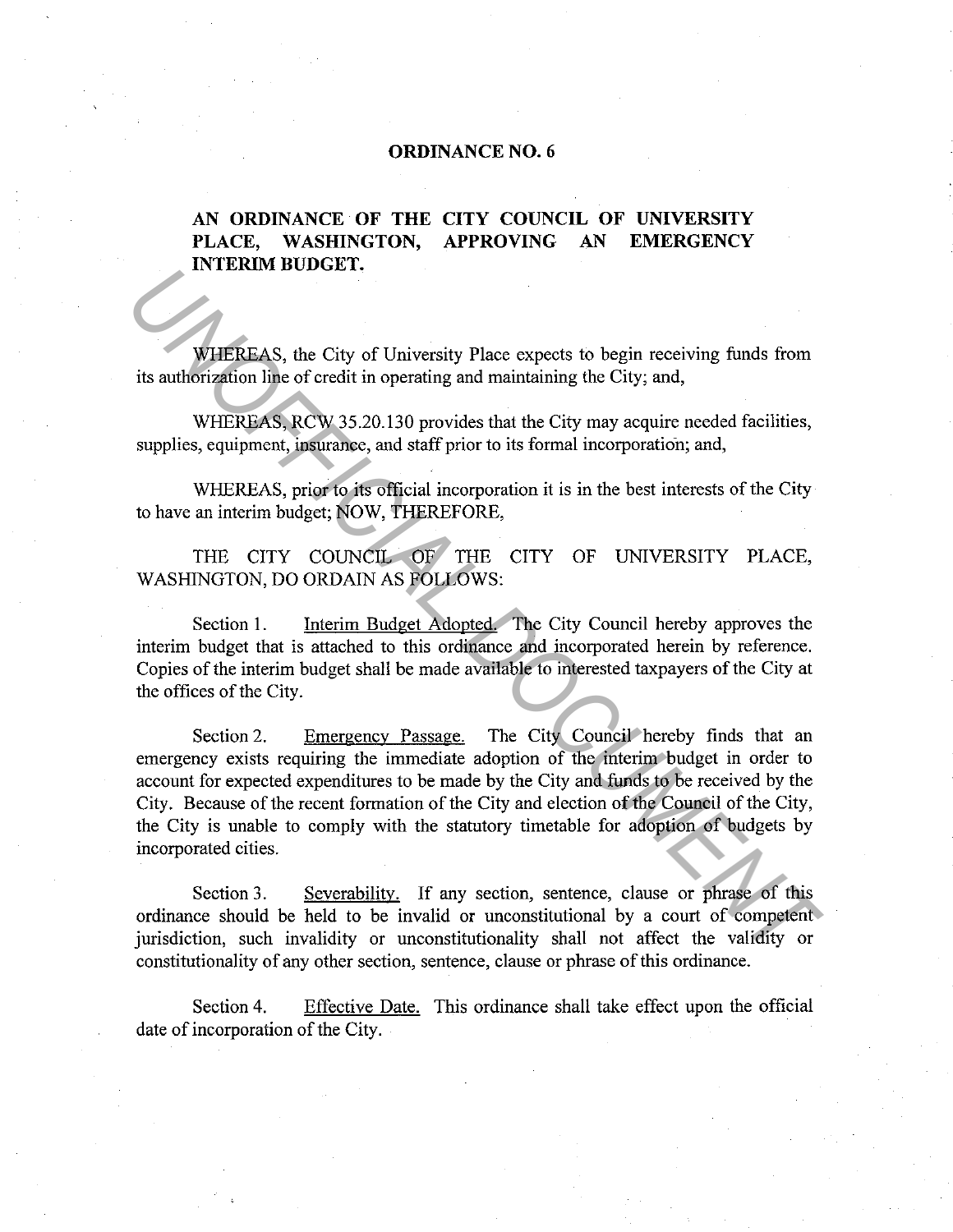# ORDINANCE NO. 6

## AN ORDINANCE OF THE CITY COUNCIL OF UNIVERSITY PLACE, WASHINGTON, APPROVING AN EMERGENCY INTERIM BUDGET.

WHEREAS, the City of University Place expects to begin receiving funds from its authorization line of credit in operating and maintaining the City; and,

WHEREAS, RCW 35.20.130 provides that the City may acquire needed facilities, supplies, equipment, insurance, and staff prior to its formal incorporation; and,

WHEREAS, prior to its official incorporation it is in the best interests of the City to have an interim budget; NOW, THEREFORE,

THE CITY COUNCIL OF THE CITY OF UNIVERSITY PLACE, WASHINGTON, DO ORDAIN AS FOLLOWS:

Section 1. Interim Budget Adopted. The City Council hereby approves the interim budget that is attached to this ordinance and incorporated herein by reference. Copies of the interim budget shall be made available to interested taxpayers of the City at the offices of the City.

Section 2. Emergency Passage. The City Council hereby finds that an emergency exists requiring the immediate adoption of the interim budget in order to account for expected expenditures to be made by the City and funds to be received by the City. Because of the recent formation of the City and election of the Council of the City, the City is unable to comply with the statutory timetable for adoption of budgets by incorporated cities.

Section 3. Severability. If any section, sentence, clause or phrase of this ordinance should be held to be invalid or unconstitutional by a court of competent jurisdiction, such invalidity or unconstitutionality shall not affect the validity or constitutionality of any other section, sentence, clause or phrase of this ordinance.

Section 4. Effective Date. This ordinance shall take effect upon the official date of incorporation of the City.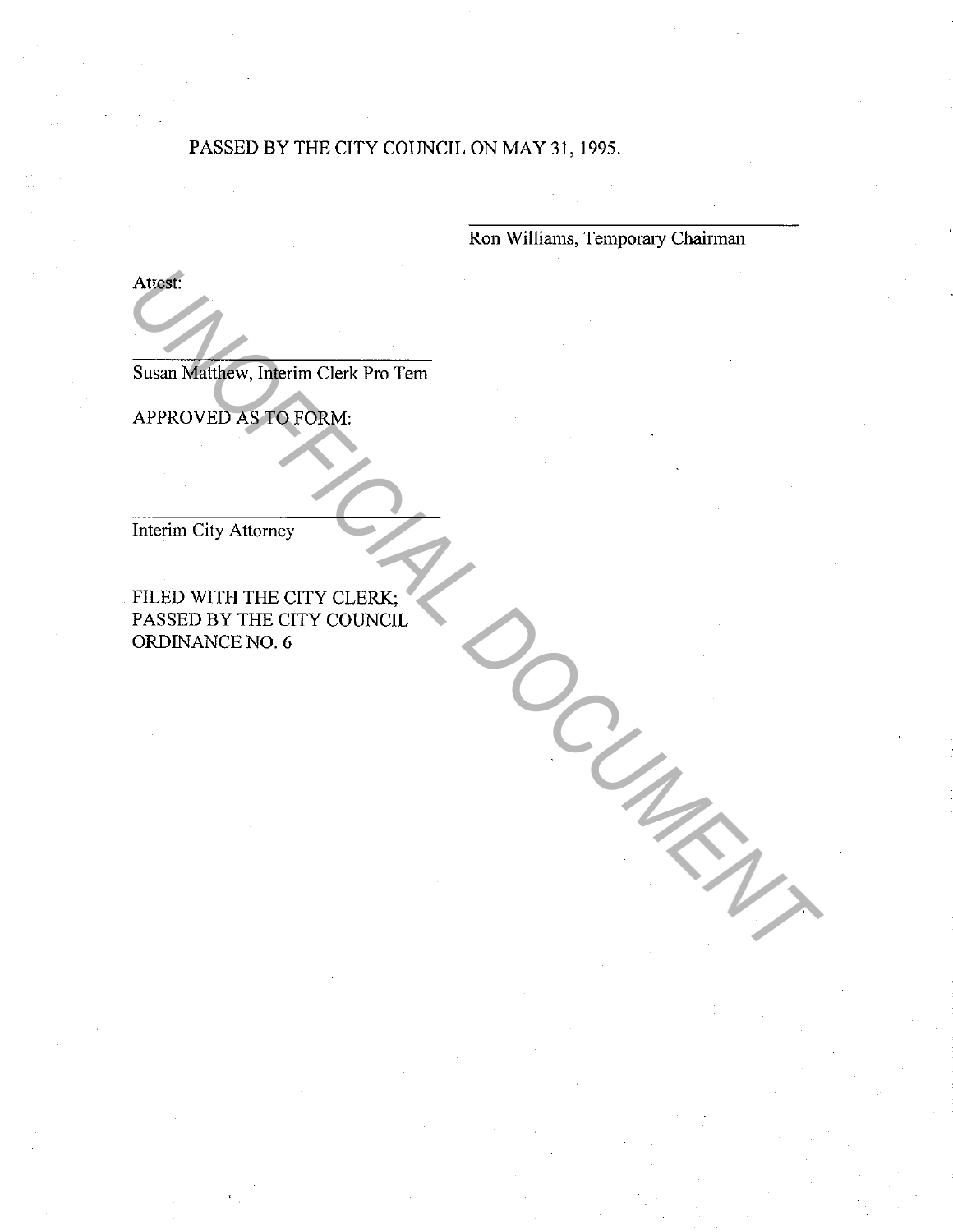PASSED BY THE CITY COUNCIL ON MAY 31, 1995.

\_\_\_\_\_\_\_\_\_\_\_\_\_\_\_\_\_\_\_\_\_\_\_\_\_\_\_\_\_\_\_\_\_\_
Ron Williams, Temporary Chairman

Attest:

\_\_\_\_\_\_\_\_\_\_\_\_\_\_\_\_\_\_\_\_\_\_\_\_\_\_\_\_\_\_\_\_\_\_
Susan Matthew, Interim Clerk Pro Tem

APPROVED AS TO FORM:

\_\_\_\_\_\_\_\_\_\_\_\_\_\_\_\_\_\_\_\_\_\_\_\_\_\_\_\_\_\_\_\_\_\_
Interim City Attorney

FILED WITH THE CITY CLERK;
PASSED BY THE CITY COUNCIL
ORDINANCE NO. 6

UNOFFICIAL DOCUMENT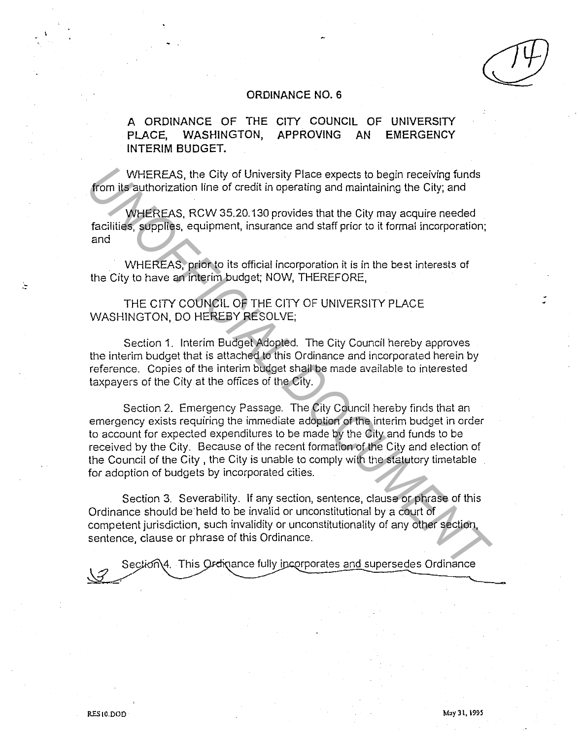# ORDINANCE NO. 6

**A ORDINANCE OF THE CITY COUNCIL OF UNIVERSITY PLACE, WASHINGTON, APPROVING AN EMERGENCY INTERIM BUDGET.**

WHEREAS, the City of University Place expects to begin receiving funds from its authorization line of credit in operating and maintaining the City; and

WHEREAS, RCW 35.20.130 provides that the City may acquire needed facilities, supplies, equipment, insurance and staff prior to it formal incorporation; and

WHEREAS, prior to its official incorporation it is in the best interests of the City to have an interim budget; NOW, THEREFORE,

THE CITY COUNCIL OF THE CITY OF UNIVERSITY PLACE WASHINGTON, DO HEREBY RESOLVE;

Section 1. Interim Budget Adopted. The City Council hereby approves the interim budget that is attached to this Ordinance and incorporated herein by reference. Copies of the interim budget shall be made available to interested taxpayers of the City at the offices of the City.

Section 2. Emergency Passage. The City Council hereby finds that an emergency exists requiring the immediate adoption of the interim budget in order to account for expected expenditures to be made by the City and funds to be received by the City. Because of the recent formation of the City and election of the Council of the City , the City is unable to comply with the statutory timetable for adoption of budgets by incorporated cities.

Section 3. Severability. If any section, sentence, clause or phrase of this Ordinance should be held to be invalid or unconstitutional by a court of competent jurisdiction, such invalidity or unconstitutionality of any other section, sentence, clause or phrase of this Ordinance.

Section 4. This Ordinance fully incorporates and supersedes Ordinance 3

RES10.DOD

May 31, 1995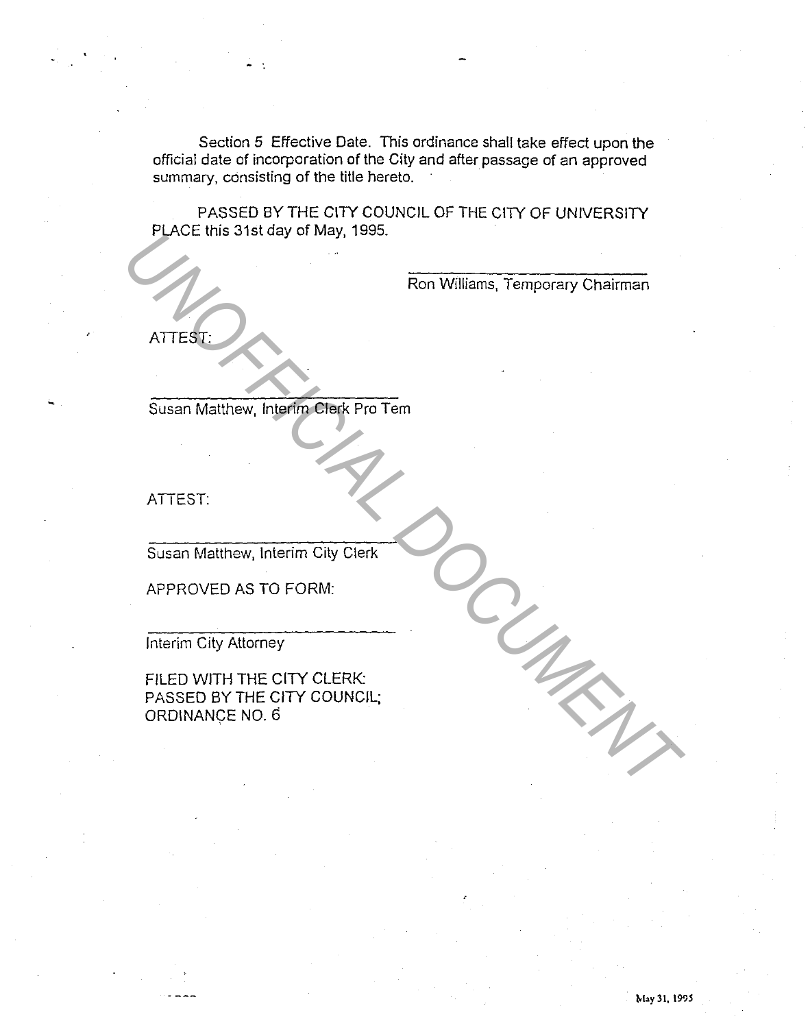Section 5 Effective Date. This ordinance shall take effect upon the official date of incorporation of the City and after passage of an approved summary, consisting of the title hereto.

PASSED BY THE CITY COUNCIL OF THE CITY OF UNIVERSITY PLACE this 31st day of May, 1995.

\_\_\_\_\_\_\_\_\_\_\_\_\_\_\_\_\_\_\_\_\_\_\_\_\_\_\_\_\_\_

Ron Williams, Temporary Chairman

ATTEST:

\_\_\_\_\_\_\_\_\_\_\_\_\_\_\_\_\_\_\_\_\_\_\_\_\_\_\_\_\_\_

Susan Matthew, Interim Clerk Pro Tem

ATTEST:

\_\_\_\_\_\_\_\_\_\_\_\_\_\_\_\_\_\_\_\_\_\_\_\_\_\_\_\_\_\_

Susan Matthew, Interim City Clerk

APPROVED AS TO FORM:

\_\_\_\_\_\_\_\_\_\_\_\_\_\_\_\_\_\_\_\_\_\_\_\_\_\_\_\_\_\_

Interim City Attorney

FILED WITH THE CITY CLERK:
PASSED BY THE CITY COUNCIL;
ORDINANCE NO. 6

UNOFFICIAL DOCUMENT

May 31, 1995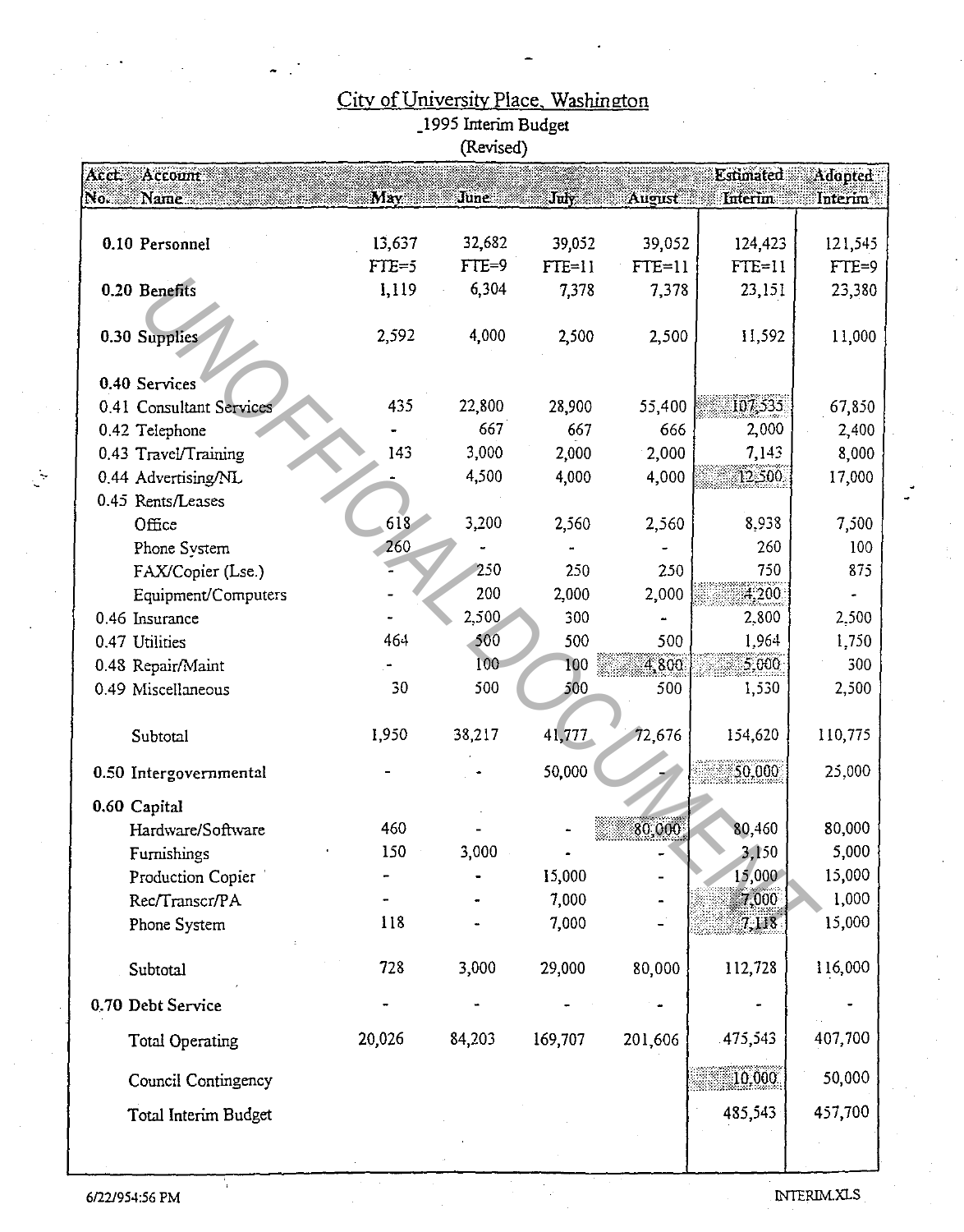# City of University Place, Washington

## 1995 Interim Budget

### (Revised)

| Acct. No. | Account Name | May | June | July | August | Estimated Interim | Adopted Interim |
|---|---|---|---|---|---|---|---|
| 0.10 | Personnel | 13,637 | 32,682 | 39,052 | 39,052 | 124,423 | 121,545 |
| | | FTE=5 | FTE=9 | FTE=11 | FTE=11 | FTE=11 | FTE=9 |
| 0.20 | Benefits | 1,119 | 6,304 | 7,378 | 7,378 | 23,151 | 23,380 |
| 0.30 | Supplies | 2,592 | 4,000 | 2,500 | 2,500 | 11,592 | 11,000 |
| 0.40 | Services | | | | | | |
| 0.41 | Consultant Services | 435 | 22,800 | 28,900 | 55,400 | 107,535 | 67,850 |
| 0.42 | Telephone | - | 667 | 667 | 666 | 2,000 | 2,400 |
| 0.43 | Travel/Training | 143 | 3,000 | 2,000 | 2,000 | 7,143 | 8,000 |
| 0.44 | Advertising/NL | - | 4,500 | 4,000 | 4,000 | 12,500 | 17,000 |
| 0.45 | Rents/Leases | | | | | | |
| | Office | 618 | 3,200 | 2,560 | 2,560 | 8,938 | 7,500 |
| | Phone System | 260 | - | - | - | 260 | 100 |
| | FAX/Copier (Lse.) | - | 250 | 250 | 250 | 750 | 875 |
| | Equipment/Computers | - | 200 | 2,000 | 2,000 | 4,200 | - |
| 0.46 | Insurance | - | 2,500 | 300 | - | 2,800 | 2,500 |
| 0.47 | Utilities | 464 | 500 | 500 | 500 | 1,964 | 1,750 |
| 0.48 | Repair/Maint | - | 100 | 100 | 4,800 | 5,000 | 300 |
| 0.49 | Miscellaneous | 30 | 500 | 500 | 500 | 1,530 | 2,500 |
| | Subtotal | 1,950 | 38,217 | 41,777 | 72,676 | 154,620 | 110,775 |
| 0.50 | Intergovernmental | - | - | 50,000 | - | 50,000 | 25,000 |
| 0.60 | Capital | | | | | | |
| | Hardware/Software | 460 | - | - | 80,000 | 80,460 | 80,000 |
| | Furnishings | 150 | 3,000 | - | - | 3,150 | 5,000 |
| | Production Copier | - | - | 15,000 | - | 15,000 | 15,000 |
| | Rec/Transcr/PA | - | - | 7,000 | - | 7,000 | 1,000 |
| | Phone System | 118 | - | 7,000 | - | 7,118 | 15,000 |
| | Subtotal | 728 | 3,000 | 29,000 | 80,000 | 112,728 | 116,000 |
| 0.70 | Debt Service | - | - | - | - | - | - |
| | Total Operating | 20,026 | 84,203 | 169,707 | 201,606 | 475,543 | 407,700 |
| | Council Contingency | | | | | 10,000 | 50,000 |
| | Total Interim Budget | | | | | 485,543 | 457,700 |

6/22/954:56 PM INTERIM.XLS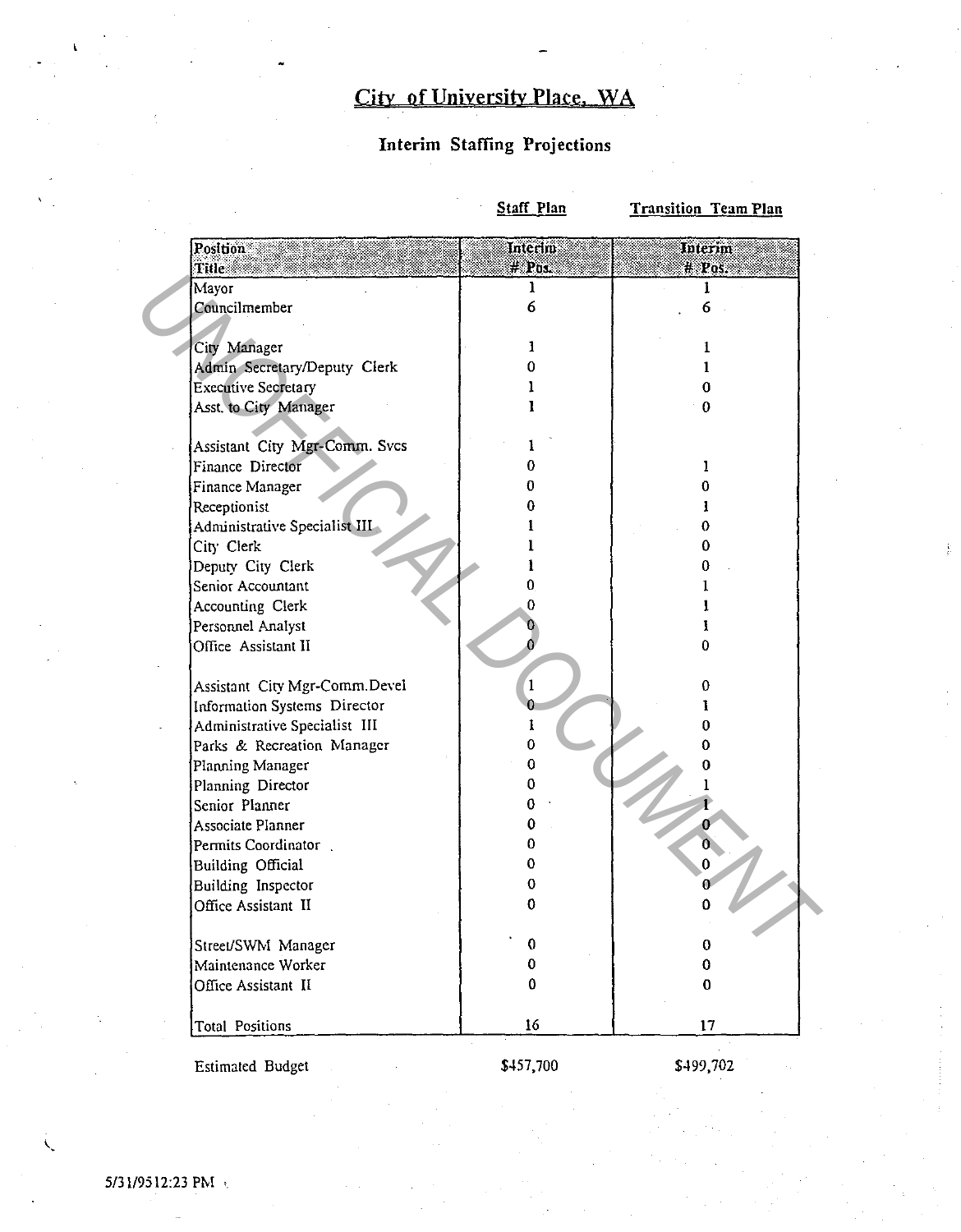# City of University Place, WA

## Interim Staffing Projections

| Position Title | Staff Plan Interim # Pos. | Transition Team Plan Interim # Pos. |
|---|---|---|
| Mayor | 1 | 1 |
| Councilmember | 6 | 6 |
| | | |
| City Manager | 1 | 1 |
| Admin Secretary/Deputy Clerk | 0 | 1 |
| Executive Secretary | 1 | 0 |
| Asst. to City Manager | 1 | 0 |
| | | |
| Assistant City Mgr-Comm. Svcs | 1 | |
| Finance Director | 0 | 1 |
| Finance Manager | 0 | 0 |
| Receptionist | 0 | 1 |
| Administrative Specialist III | 1 | 0 |
| City Clerk | 1 | 0 |
| Deputy City Clerk | 1 | 0 |
| Senior Accountant | 0 | 1 |
| Accounting Clerk | 0 | 1 |
| Personnel Analyst | 0 | 1 |
| Office Assistant II | 0 | 0 |
| | | |
| Assistant City Mgr-Comm.Devel | 1 | 0 |
| Information Systems Director | 0 | 1 |
| Administrative Specialist III | 1 | 0 |
| Parks & Recreation Manager | 0 | 0 |
| Planning Manager | 0 | 0 |
| Planning Director | 0 | 1 |
| Senior Planner | 0 | 1 |
| Associate Planner | 0 | 0 |
| Permits Coordinator | 0 | 0 |
| Building Official | 0 | 0 |
| Building Inspector | 0 | 0 |
| Office Assistant II | 0 | 0 |
| | | |
| Street/SWM Manager | 0 | 0 |
| Maintenance Worker | 0 | 0 |
| Office Assistant II | 0 | 0 |
| | | |
| Total Positions | 16 | 17 |

| | Staff Plan | Transition Team Plan |
|---|---|---|
| Estimated Budget | $457,700 | $499,702 |

5/31/95 12:23 PM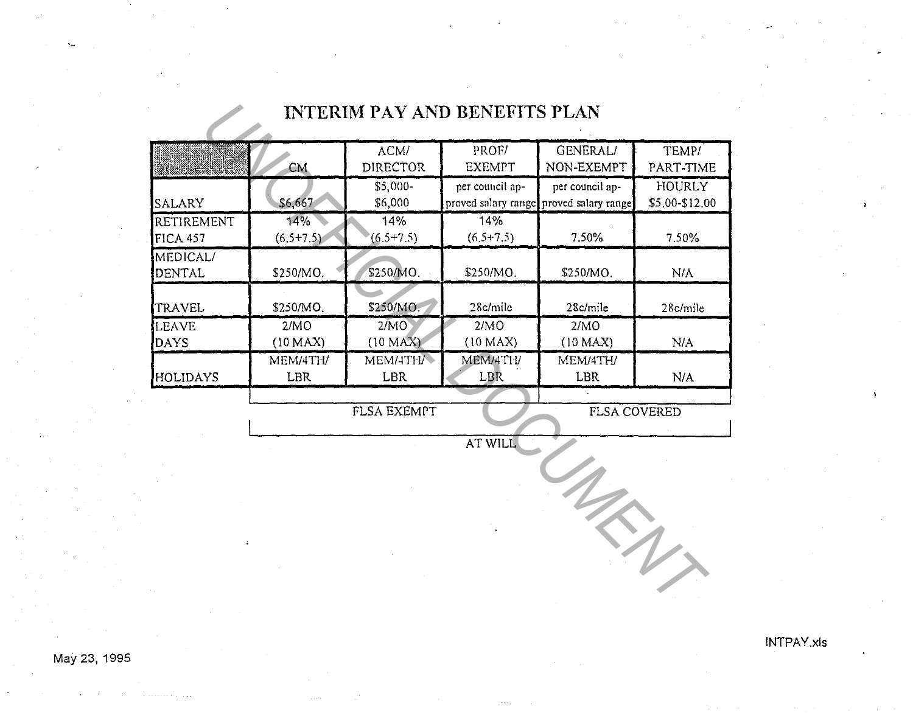# INTERIM PAY AND BENEFITS PLAN

| | CM | ACM/ DIRECTOR | PROF/ EXEMPT | GENERAL/ NON-EXEMPT | TEMP/ PART-TIME |
|---|---|---|---|---|---|
| SALARY | $6,667 | $5,000- $6,000 | per council approved salary range | per council approved salary range | HOURLY $5.00-$12.00 |
| RETIREMENT FICA 457 | 14% (6.5+7.5) | 14% (6.5+7.5) | 14% (6.5+7.5) | 7.50% | 7.50% |
| MEDICAL/ DENTAL | $250/MO. | $250/MO. | $250/MO. | $250/MO. | N/A |
| TRAVEL | $250/MO. | $250/MO. | 28c/mile | 28c/mile | 28c/mile |
| LEAVE DAYS | 2/MO (10 MAX) | 2/MO (10 MAX) | 2/MO (10 MAX) | 2/MO (10 MAX) | N/A |
| HOLIDAYS | MEM/4TH/ LBR | MEM/4TH/ LBR | MEM/4TH/ LBR | MEM/4TH/ LBR | N/A |
| | FLSA EXEMPT | | | FLSA COVERED | |
| | AT WILL | | | | |

UNOFFICIAL DOCUMENT

May 23, 1995

INTPAY.xls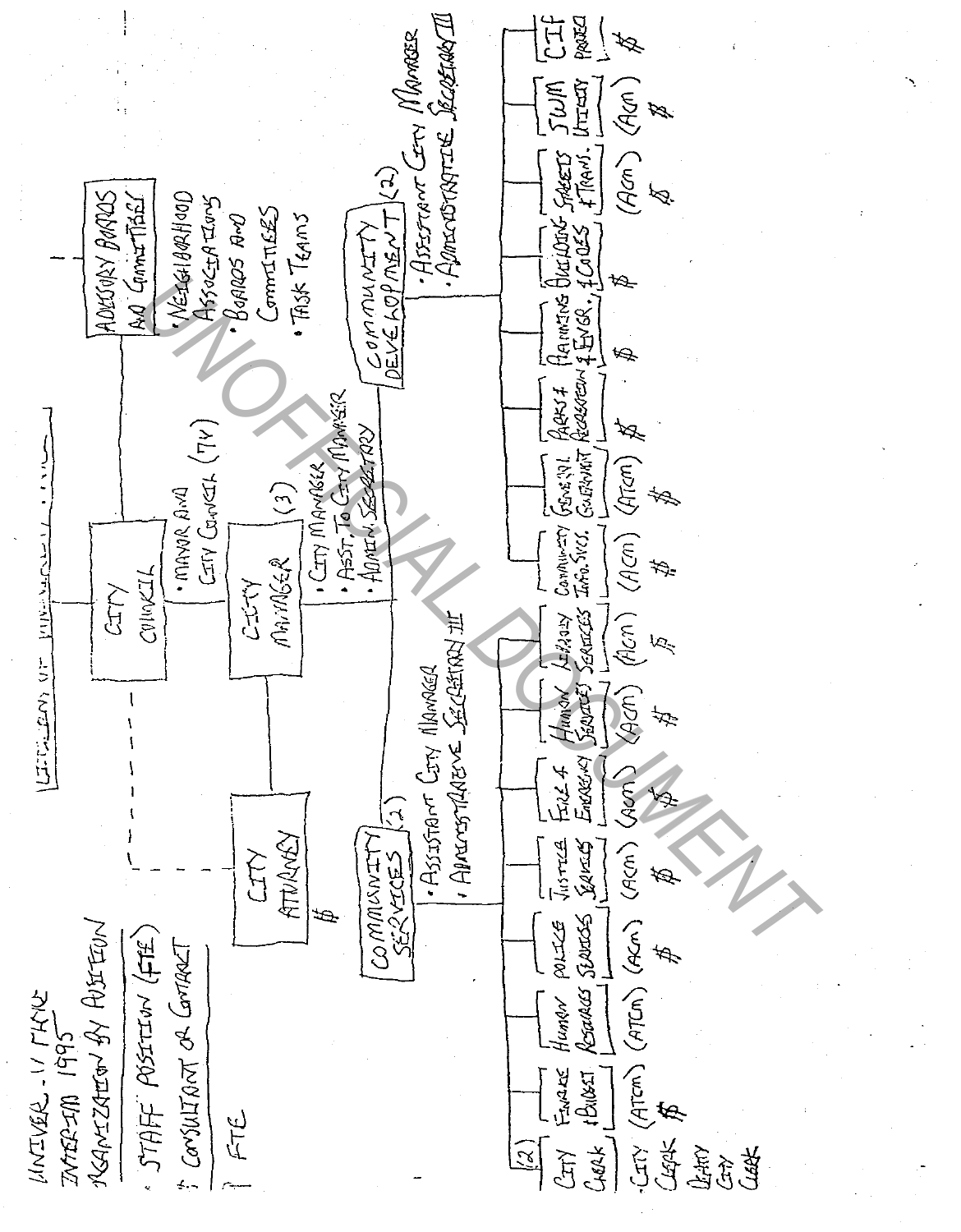CITIZENS OF UNIVERSITY PLACE

UNIVERSITY PLACE
INTERIM 1995
ORGANIZATION BY POSITION

- STAFF POSITION (FTE)
- $ CONSULTANT OR CONTRACT
- FTE

**CITY COUNCIL**
- MAYOR AND CITY COUNCIL (7V)

**ADVISORY BOARDS AND COMMITTEES**
- NEIGHBORHOOD ASSOCIATIONS
- BOARDS AND COMMITTEES
- TASK TEAMS

**CITY ATTORNEY** $

**CITY MANAGER** (3)
- CITY MANAGER
- ASST. TO CITY MANAGER
- ADMIN. SECRETARY

**COMMUNITY SERVICES** (2)
- ASSISTANT CITY MANAGER
- ADMINISTRATIVE SECRETARY III

| Unit | Staffing |
|---|---|
| CITY CLERK (2) — CITY CLERK, DEPUTY CITY CLERK | |
| FINANCE & BUDGET | (ATCM) $ |
| HUMAN RESOURCES | (ATCM) |
| POLICE SERVICES | (ACM) $ |
| JUSTICE SERVICES | (ACM) $ |
| FIRE & EMERGENCY | (ACM) $ |
| HUMAN SERVICES | (ACM) $ |
| LIBRARY SERVICES | (ACM) $ |
| COMMUNITY INFO. SVCS. | (ACM) $ |
| GENERAL GOVERNMENT | (ATCM) $ |

**COMMUNITY DEVELOPMENT** (2)
- ASSISTANT CITY MANAGER
- ADMINISTRATIVE SECRETARY III

| Unit | Staffing |
|---|---|
| PARKS & RECREATION | $ |
| PLANNING & ENGR. | $ |
| BUILDING & CODES | $ |
| STREETS & TRANS. | (ACM) $ |
| SWM UTILITY | (ACM) $ |
| CIP PROJECTS | $ |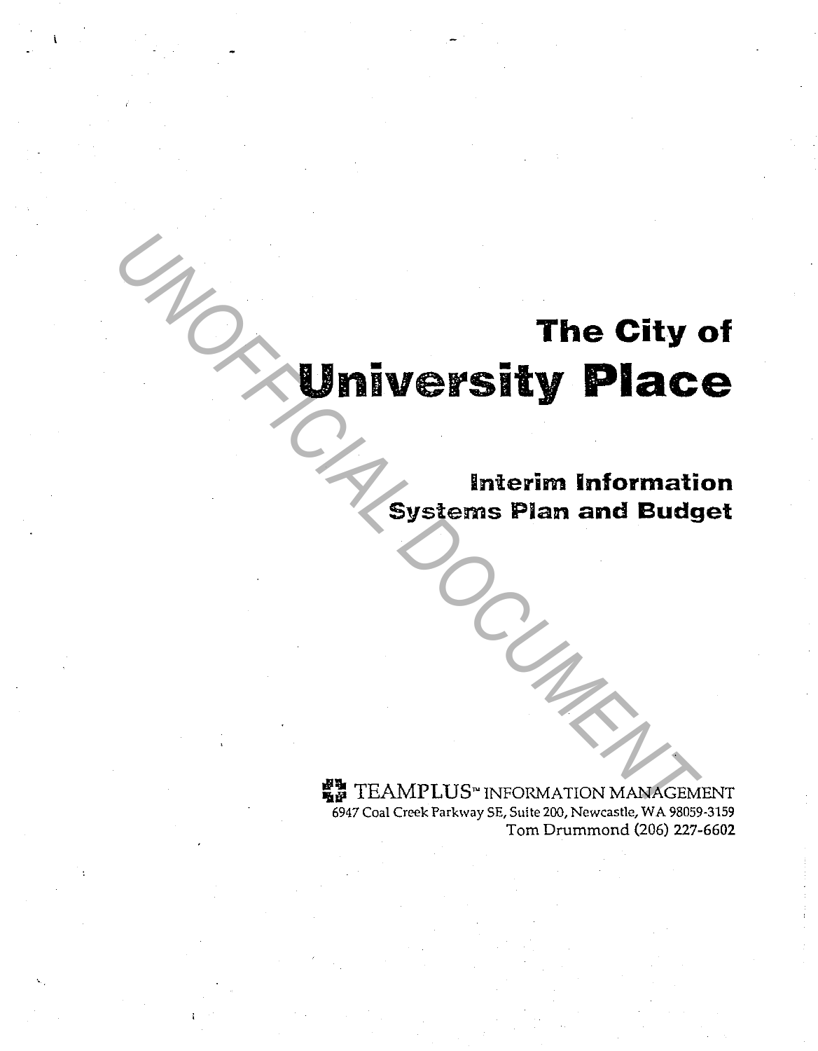# The City of University Place

## Interim Information Systems Plan and Budget

TEAMPLUS™ INFORMATION MANAGEMENT
6947 Coal Creek Parkway SE, Suite 200, Newcastle, WA 98059-3159
Tom Drummond (206) 227-6602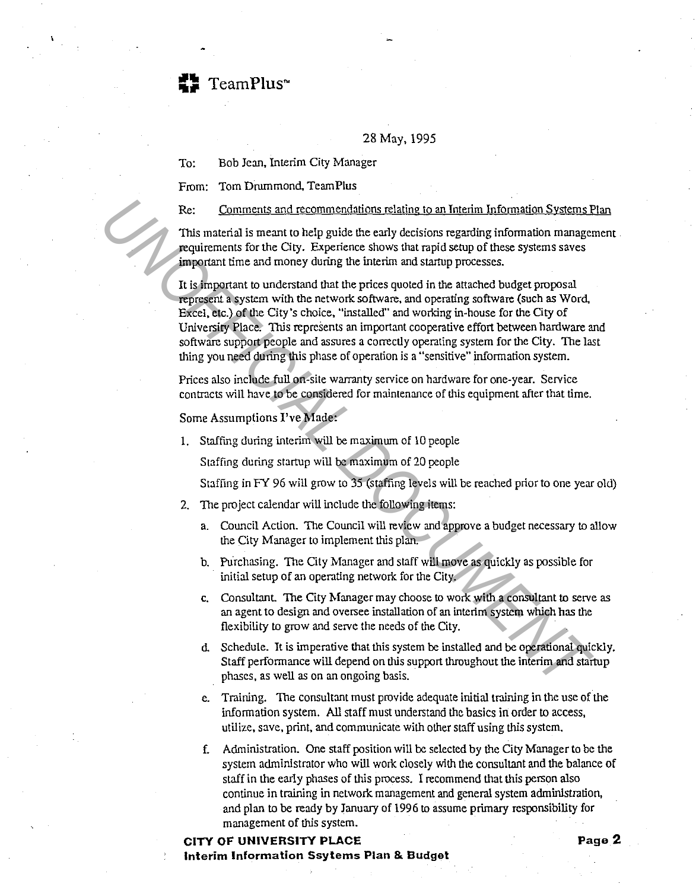TeamPlus™

28 May, 1995

To: Bob Jean, Interim City Manager

From: Tom Drummond, TeamPlus

Re: Comments and recommendations relating to an Interim Information Systems Plan

This material is meant to help guide the early decisions regarding information management requirements for the City. Experience shows that rapid setup of these systems saves important time and money during the interim and startup processes.

It is important to understand that the prices quoted in the attached budget proposal represent a system with the network software, and operating software (such as Word, Excel, etc.) of the City's choice, "installed" and working in-house for the City of University Place. This represents an important cooperative effort between hardware and software support people and assures a correctly operating system for the City. The last thing you need during this phase of operation is a "sensitive" information system.

Prices also include full on-site warranty service on hardware for one-year. Service contracts will have to be considered for maintenance of this equipment after that time.

Some Assumptions I've Made:

1. Staffing during interim will be maximum of 10 people

   Staffing during startup will be maximum of 20 people

   Staffing in FY 96 will grow to 35 (staffing levels will be reached prior to one year old)

2. The project calendar will include the following items:

   a. Council Action. The Council will review and approve a budget necessary to allow the City Manager to implement this plan.

   b. Purchasing. The City Manager and staff will move as quickly as possible for initial setup of an operating network for the City.

   c. Consultant. The City Manager may choose to work with a consultant to serve as an agent to design and oversee installation of an interim system which has the flexibility to grow and serve the needs of the City.

   d. Schedule. It is imperative that this system be installed and be operational quickly. Staff performance will depend on this support throughout the interim and startup phases, as well as on an ongoing basis.

   e. Training. The consultant must provide adequate initial training in the use of the information system. All staff must understand the basics in order to access, utilize, save, print, and communicate with other staff using this system.

   f. Administration. One staff position will be selected by the City Manager to be the system administrator who will work closely with the consultant and the balance of staff in the early phases of this process. I recommend that this person also continue in training in network management and general system administration, and plan to be ready by January of 1996 to assume primary responsibility for management of this system.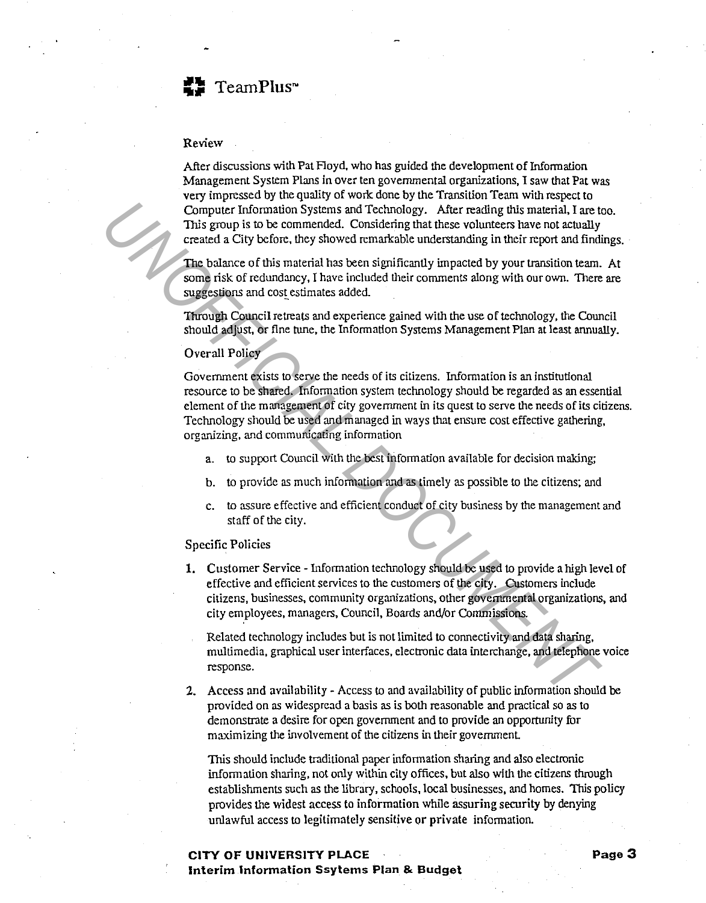TeamPlus™

### Review

After discussions with Pat Floyd, who has guided the development of Information Management System Plans in over ten governmental organizations, I saw that Pat was very impressed by the quality of work done by the Transition Team with respect to Computer Information Systems and Technology. After reading this material, I are too. This group is to be commended. Considering that these volunteers have not actually created a City before, they showed remarkable understanding in their report and findings.

The balance of this material has been significantly impacted by your transition team. At some risk of redundancy, I have included their comments along with our own. There are suggestions and cost estimates added.

Through Council retreats and experience gained with the use of technology, the Council should adjust, or fine tune, the Information Systems Management Plan at least annually.

### Overall Policy

Government exists to serve the needs of its citizens. Information is an institutional resource to be shared. Information system technology should be regarded as an essential element of the management of city government in its quest to serve the needs of its citizens. Technology should be used and managed in ways that ensure cost effective gathering, organizing, and communicating information

a. to support Council with the best information available for decision making;

b. to provide as much information and as timely as possible to the citizens; and

c. to assure effective and efficient conduct of city business by the management and staff of the city.

### Specific Policies

1. Customer Service - Information technology should be used to provide a high level of effective and efficient services to the customers of the city. Customers include citizens, businesses, community organizations, other governmental organizations, and city employees, managers, Council, Boards and/or Commissions.

   Related technology includes but is not limited to connectivity and data sharing, multimedia, graphical user interfaces, electronic data interchange, and telephone voice response.

2. Access and availability - Access to and availability of public information should be provided on as widespread a basis as is both reasonable and practical so as to demonstrate a desire for open government and to provide an opportunity for maximizing the involvement of the citizens in their government.

   This should include traditional paper information sharing and also electronic information sharing, not only within city offices, but also with the citizens through establishments such as the library, schools, local businesses, and homes. This policy provides the widest access to information while assuring security by denying unlawful access to legitimately sensitive or private information.

**CITY OF UNIVERSITY PLACE**
**Interim Information Ssytems Plan & Budget**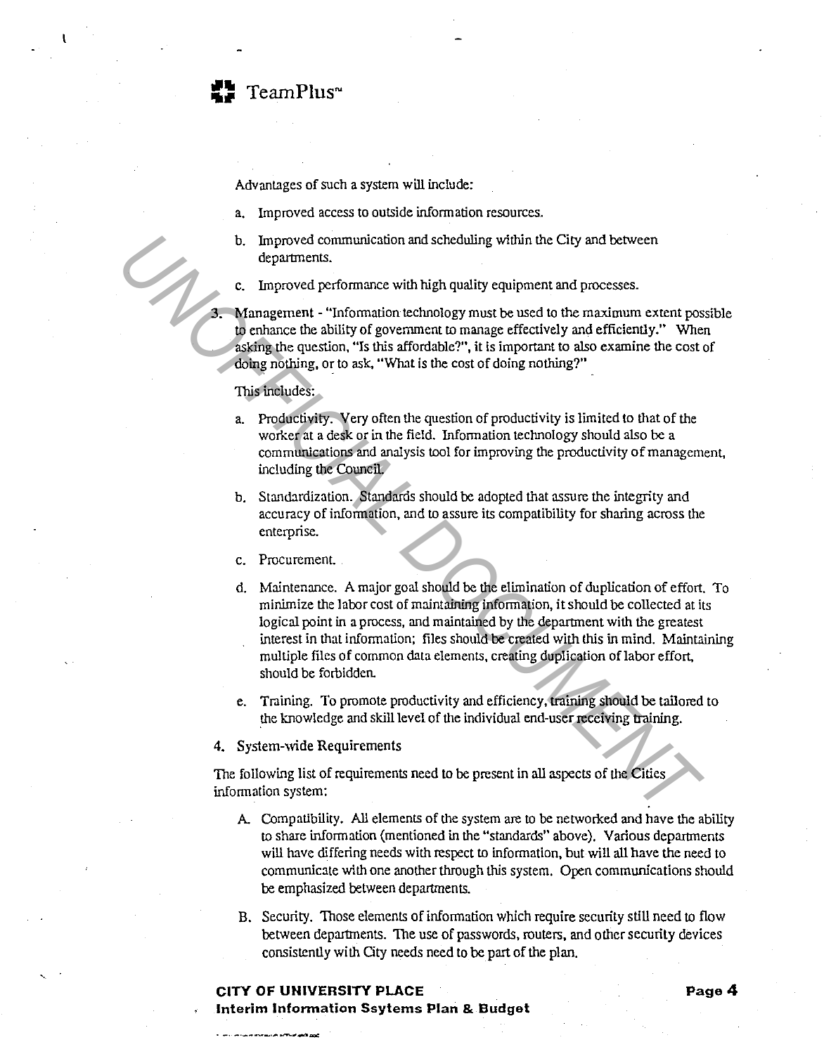Advantages of such a system will include:

a. Improved access to outside information resources.

b. Improved communication and scheduling within the City and between departments.

c. Improved performance with high quality equipment and processes.

3. Management - "Information technology must be used to the maximum extent possible to enhance the ability of government to manage effectively and efficiently." When asking the question, "Is this affordable?", it is important to also examine the cost of doing nothing, or to ask, "What is the cost of doing nothing?"

   This includes:

   a. Productivity. Very often the question of productivity is limited to that of the worker at a desk or in the field. Information technology should also be a communications and analysis tool for improving the productivity of management, including the Council.

   b. Standardization. Standards should be adopted that assure the integrity and accuracy of information, and to assure its compatibility for sharing across the enterprise.

   c. Procurement.

   d. Maintenance. A major goal should be the elimination of duplication of effort. To minimize the labor cost of maintaining information, it should be collected at its logical point in a process, and maintained by the department with the greatest interest in that information; files should be created with this in mind. Maintaining multiple files of common data elements, creating duplication of labor effort, should be forbidden.

   e. Training. To promote productivity and efficiency, training should be tailored to the knowledge and skill level of the individual end-user receiving training.

4. System-wide Requirements

The following list of requirements need to be present in all aspects of the Cities information system:

A. Compatibility. All elements of the system are to be networked and have the ability to share information (mentioned in the "standards" above). Various departments will have differing needs with respect to information, but will all have the need to communicate with one another through this system. Open communications should be emphasized between departments.

B. Security. Those elements of information which require security still need to flow between departments. The use of passwords, routers, and other security devices consistently with City needs need to be part of the plan.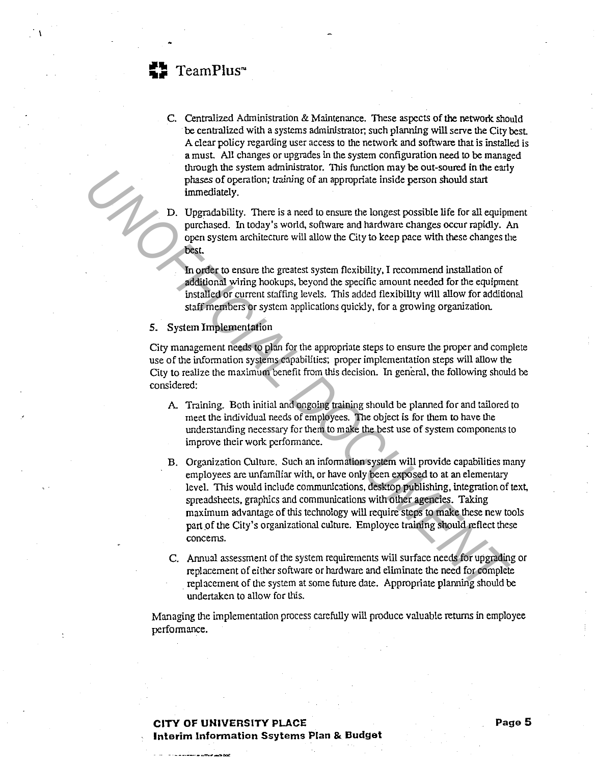C. Centralized Administration & Maintenance. These aspects of the network should be centralized with a systems administrator; such planning will serve the City best. A clear policy regarding user access to the network and software that is installed is a must. All changes or upgrades in the system configuration need to be managed through the system administrator. This function may be out-soured in the early phases of operation; *training* of an appropriate inside person should start immediately.

D. Upgradability. There is a need to ensure the longest possible life for all equipment purchased. In today's world, software and hardware changes occur rapidly. An open system architecture will allow the City to keep pace with these changes the best.

In order to ensure the greatest system flexibility, I recommend installation of additional wiring hookups, beyond the specific amount needed for the equipment installed or current staffing levels. This added flexibility will allow for additional staff members or system applications quickly, for a growing organization.

5. System Implementation

City management needs to plan for the appropriate steps to ensure the proper and complete use of the information systems capabilities; proper implementation steps will allow the City to realize the maximum benefit from this decision. In general, the following should be considered:

A. Training. Both initial and ongoing training should be planned for and tailored to meet the individual needs of employees. The object is for them to have the understanding necessary for them to make the best use of system components to improve their work performance.

B. Organization Culture. Such an information system will provide capabilities many employees are unfamiliar with, or have only been exposed to at an elementary level. This would include communications, desktop publishing, integration of text, spreadsheets, graphics and communications with other agencies. Taking maximum advantage of this technology will require steps to make these new tools part of the City's organizational culture. Employee training should reflect these concerns.

C. Annual assessment of the system requirements will surface needs for upgrading or replacement of either software or hardware and eliminate the need for complete replacement of the system at some future date. Appropriate planning should be undertaken to allow for this.

Managing the implementation process carefully will produce valuable returns in employee performance.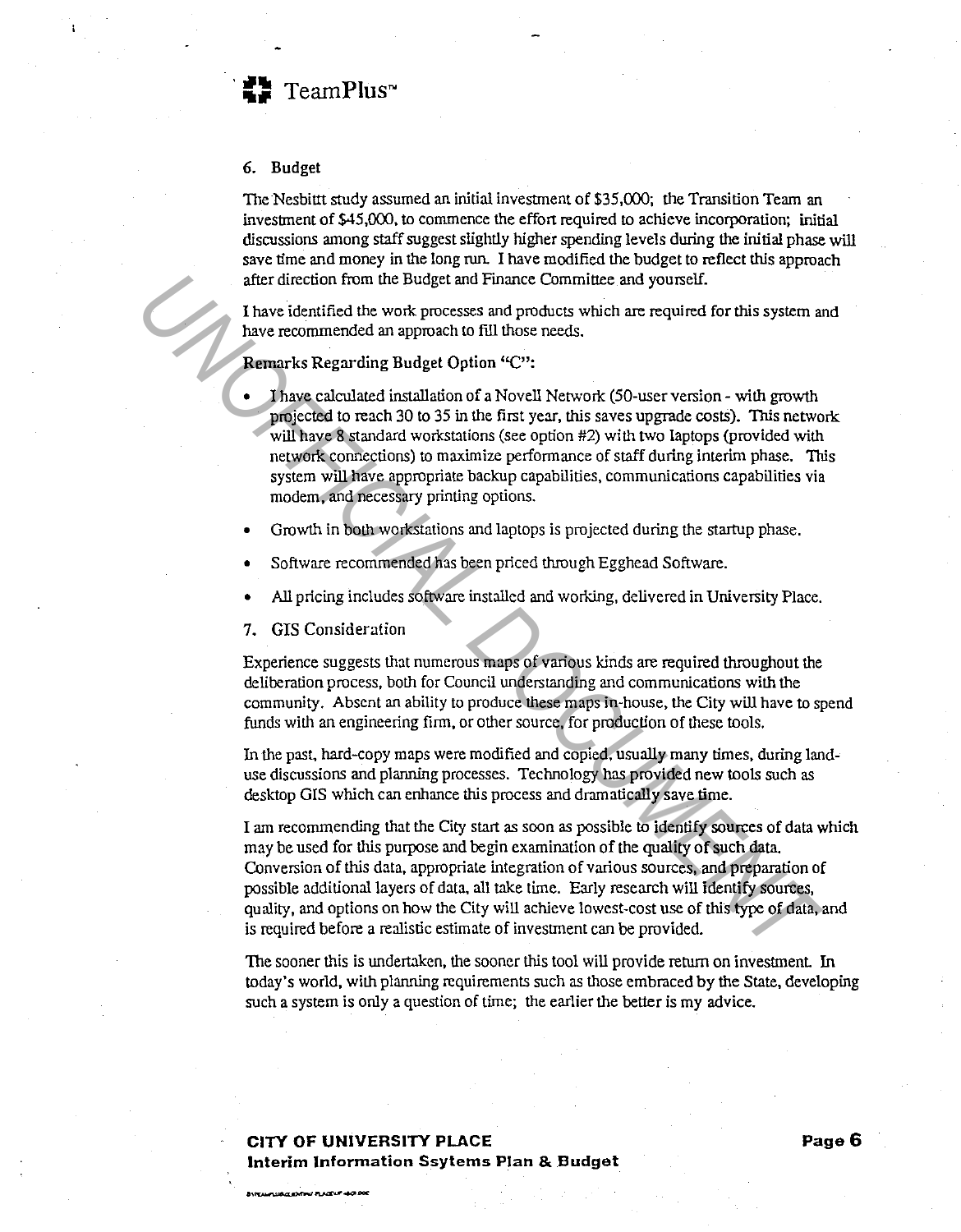## 6. Budget

The Nesbitt study assumed an initial investment of $35,000; the Transition Team an investment of $45,000, to commence the effort required to achieve incorporation; initial discussions among staff suggest slightly higher spending levels during the initial phase will save time and money in the long run. I have modified the budget to reflect this approach after direction from the Budget and Finance Committee and yourself.

I have identified the work processes and products which are required for this system and have recommended an approach to fill those needs.

**Remarks Regarding Budget Option "C":**

- I have calculated installation of a Novell Network (50-user version - with growth projected to reach 30 to 35 in the first year, this saves upgrade costs). This network will have 8 standard workstations (see option #2) with two laptops (provided with network connections) to maximize performance of staff during interim phase. This system will have appropriate backup capabilities, communications capabilities via modem, and necessary printing options.
- Growth in both workstations and laptops is projected during the startup phase.
- Software recommended has been priced through Egghead Software.
- All pricing includes software installed and working, delivered in University Place.

## 7. GIS Consideration

Experience suggests that numerous maps of various kinds are required throughout the deliberation process, both for Council understanding and communications with the community. Absent an ability to produce these maps in-house, the City will have to spend funds with an engineering firm, or other source, for production of these tools.

In the past, hard-copy maps were modified and copied, usually many times, during land-use discussions and planning processes. Technology has provided new tools such as desktop GIS which can enhance this process and dramatically save time.

I am recommending that the City start as soon as possible to identify sources of data which may be used for this purpose and begin examination of the quality of such data. Conversion of this data, appropriate integration of various sources, and preparation of possible additional layers of data, all take time. Early research will identify sources, quality, and options on how the City will achieve lowest-cost use of this type of data, and is required before a realistic estimate of investment can be provided.

The sooner this is undertaken, the sooner this tool will provide return on investment. In today's world, with planning requirements such as those embraced by the State, developing such a system is only a question of time; the earlier the better is my advice.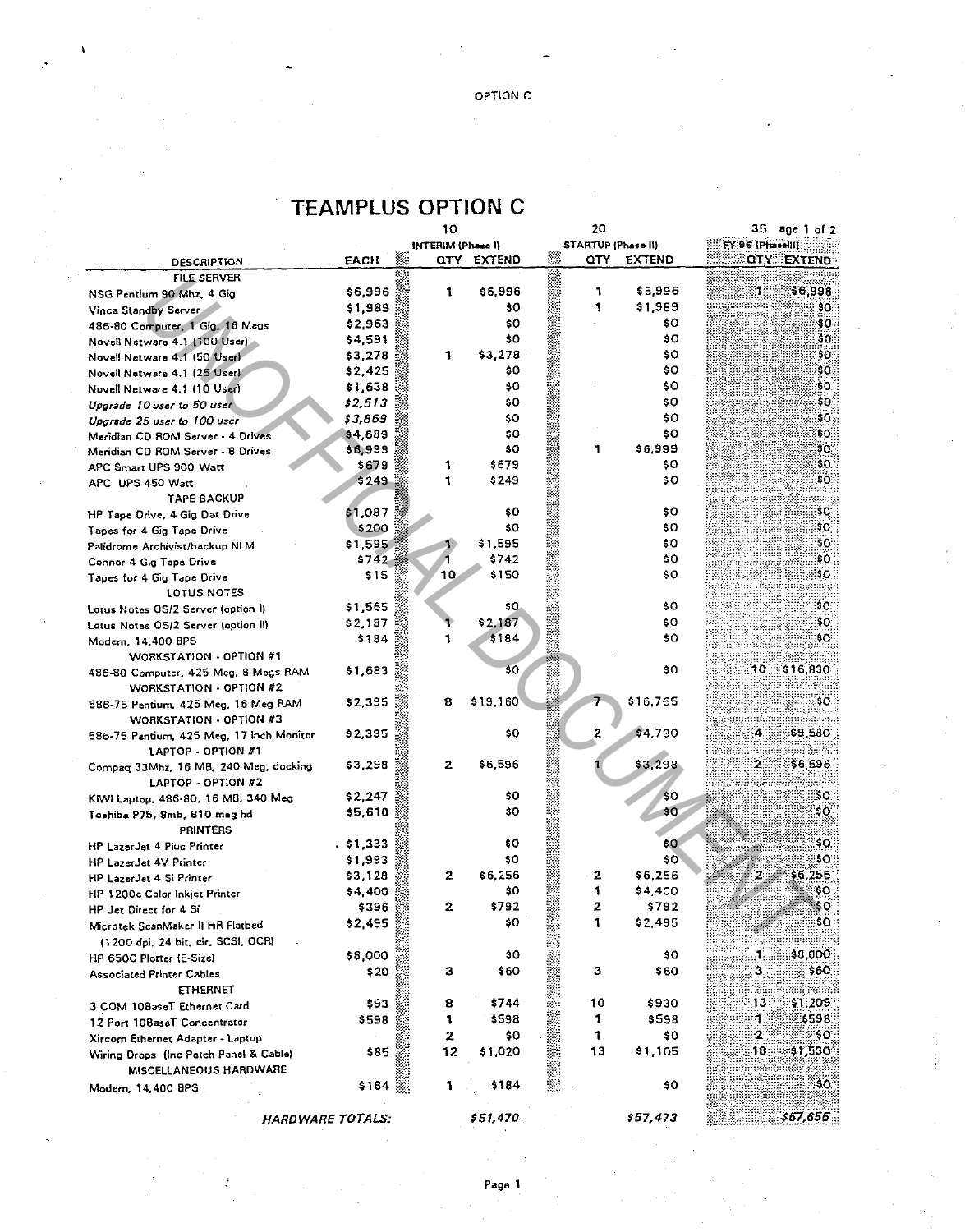OPTION C

# TEAMPLUS OPTION C

| DESCRIPTION | EACH | 10 INTERIM (Phase I) QTY | EXTEND | 20 STARTUP (Phase II) QTY | EXTEND | 35 FY 96 (Phase III) QTY | EXTEND |
|---|---|---|---|---|---|---|---|
| FILE SERVER | | | | | | | |
| NSG Pentium 90 Mhz, 4 Gig | $6,996 | 1 | $6,996 | 1 | $6,996 | 1 | $6,996 |
| Vinca Standby Server | $1,989 | | $0 | 1 | $1,989 | | $0 |
| 486-80 Computer, 1 Gig, 16 Megs | $2,963 | | $0 | | $0 | | $0 |
| Novell Netware 4.1 (100 User) | $4,591 | | $0 | | $0 | | $0 |
| Novell Netware 4.1 (50 User) | $3,278 | 1 | $3,278 | | $0 | | $0 |
| Novell Netware 4.1 (25 User) | $2,425 | | $0 | | $0 | | $0 |
| Novell Netware 4.1 (10 User) | $1,638 | | $0 | | $0 | | $0 |
| *Upgrade 10 user to 50 user* | *$2,513* | | $0 | | $0 | | $0 |
| *Upgrade 25 user to 100 user* | *$3,869* | | $0 | | $0 | | $0 |
| Meridian CD ROM Server - 4 Drives | $4,689 | | $0 | | $0 | | $0 |
| Meridian CD ROM Server - 8 Drives | $6,999 | | $0 | 1 | $6,999 | | $0 |
| APC Smart UPS 900 Watt | $679 | 1 | $679 | | $0 | | $0 |
| APC UPS 450 Watt | $249 | 1 | $249 | | $0 | | $0 |
| TAPE BACKUP | | | | | | | |
| HP Tape Drive, 4 Gig Dat Drive | $1,087 | | $0 | | $0 | | $0 |
| Tapes for 4 Gig Tape Drive | $200 | | $0 | | $0 | | $0 |
| Palidrome Archivist/backup NLM | $1,595 | 1 | $1,595 | | $0 | | $0 |
| Connor 4 Gig Tape Drive | $742 | 1 | $742 | | $0 | | $0 |
| Tapes for 4 Gig Tape Drive | $15 | 10 | $150 | | $0 | | $0 |
| LOTUS NOTES | | | | | | | |
| Lotus Notes OS/2 Server (option I) | $1,565 | | $0 | | $0 | | $0 |
| Lotus Notes OS/2 Server (option II) | $2,187 | 1 | $2,187 | | $0 | | $0 |
| Modem, 14,400 BPS | $184 | 1 | $184 | | $0 | | $0 |
| WORKSTATION - OPTION #1 | | | | | | | |
| 486-80 Computer, 425 Meg, 8 Megs RAM | $1,683 | | $0 | | $0 | 10 | $16,830 |
| WORKSTATION - OPTION #2 | | | | | | | |
| 586-75 Pentium, 425 Meg, 16 Meg RAM | $2,395 | 8 | $19,160 | 7 | $16,765 | | $0 |
| WORKSTATION - OPTION #3 | | | | | | | |
| 586-75 Pentium, 425 Meg, 17 inch Monitor | $2,395 | | $0 | 2 | $4,790 | 4 | $9,580 |
| LAPTOP - OPTION #1 | | | | | | | |
| Compaq 33Mhz, 16 MB, 240 Meg, docking | $3,298 | 2 | $6,596 | 1 | $3,298 | 2 | $6,596 |
| LAPTOP - OPTION #2 | | | | | | | |
| KIWI Laptop, 486-80, 16 MB, 340 Meg | $2,247 | | $0 | | $0 | | $0 |
| Toshiba P75, 8mb, 810 meg hd | $5,610 | | $0 | | $0 | | $0 |
| PRINTERS | | | | | | | |
| HP LazerJet 4 Plus Printer | $1,333 | | $0 | | $0 | | $0 |
| HP LazerJet 4V Printer | $1,993 | | $0 | | $0 | | $0 |
| HP LazerJet 4 Si Printer | $3,128 | 2 | $6,256 | 2 | $6,256 | 2 | $6,256 |
| HP 1200c Color Inkjet Printer | $4,400 | | $0 | 1 | $4,400 | | $0 |
| HP Jet Direct for 4 Si | $396 | 2 | $792 | 2 | $792 | | $0 |
| Microtek ScanMaker II HR Flatbed (1200 dpi, 24 bit, clr, SCSI, OCR) | $2,495 | | $0 | 1 | $2,495 | | $0 |
| HP 650C Plotter (E-Size) | $8,000 | | $0 | | $0 | 1 | $8,000 |
| Associated Printer Cables | $20 | 3 | $60 | 3 | $60 | 3 | $60 |
| ETHERNET | | | | | | | |
| 3 COM 10BaseT Ethernet Card | $93 | 8 | $744 | 10 | $930 | 13 | $1,209 |
| 12 Port 10BaseT Concentrator | $598 | 1 | $598 | 1 | $598 | 1 | $598 |
| Xircom Ethernet Adapter - Laptop | | 2 | $0 | 1 | $0 | 2 | $0 |
| Wiring Drops (Inc Patch Panel & Cable) | $85 | 12 | $1,020 | 13 | $1,105 | 18 | $1,530 |
| MISCELLANEOUS HARDWARE | | | | | | | |
| Modem, 14,400 BPS | $184 | 1 | $184 | | $0 | | $0 |
| ***HARDWARE TOTALS:*** | | | *$51,470* | | *$57,473* | | *$67,656* |

age 1 of 2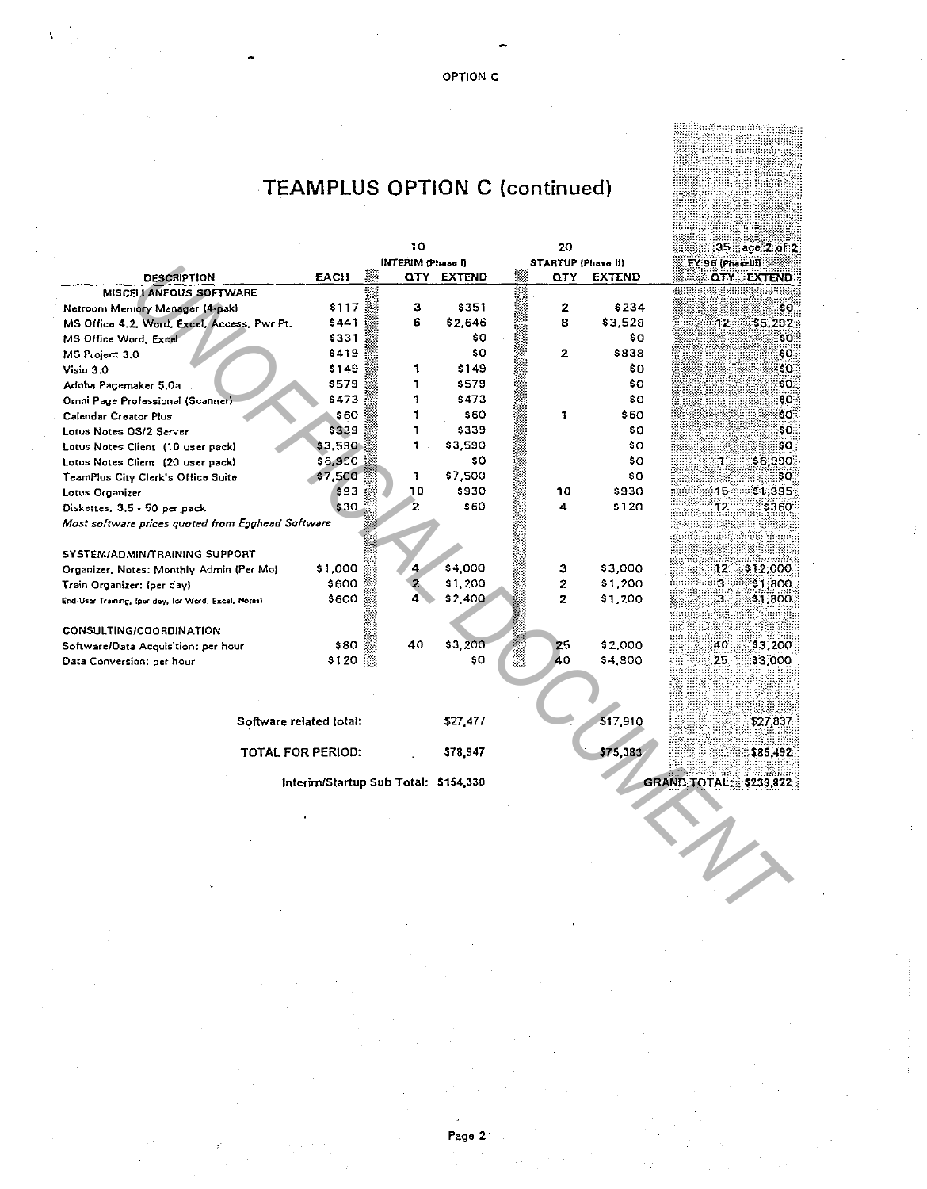OPTION C

# TEAMPLUS OPTION C (continued)

| DESCRIPTION | EACH | 10 INTERIM (Phase I) QTY | EXTEND | 20 STARTUP (Phase II) QTY | EXTEND | 35 FY 96 (PhaseIII) QTY | EXTEND |
|---|---|---|---|---|---|---|---|
| **MISCELLANEOUS SOFTWARE** | | | | | | | |
| Netroom Memory Manager (4-pak) | $117 | 3 | $351 | 2 | $234 | | $0 |
| MS Office 4.2, Word, Excel, Access, Pwr Pt. | $441 | 6 | $2,646 | 8 | $3,528 | 12 | $5,292 |
| MS Office Word, Excel | $331 | | $0 | | $0 | | $0 |
| MS Project 3.0 | $419 | | $0 | 2 | $838 | | $0 |
| Visio 3.0 | $149 | 1 | $149 | | $0 | | $0 |
| Adobe Pagemaker 5.0a | $579 | 1 | $579 | | $0 | | $0 |
| Omni Page Professional (Scanner) | $473 | 1 | $473 | | $0 | | $0 |
| Calendar Creator Plus | $60 | 1 | $60 | 1 | $60 | | $0 |
| Lotus Notes OS/2 Server | $339 | 1 | $339 | | $0 | | $0 |
| Lotus Notes Client (10 user pack) | $3,590 | 1 | $3,590 | | $0 | | $0 |
| Lotus Notes Client (20 user pack) | $6,990 | | $0 | | $0 | 1 | $6,990 |
| TeamPlus City Clerk's Office Suite | $7,500 | 1 | $7,500 | | $0 | | $0 |
| Lotus Organizer | $93 | 10 | $930 | 10 | $930 | 15 | $1,395 |
| Diskettes, 3.5 - 50 per pack | $30 | 2 | $60 | 4 | $120 | 12 | $360 |
| *Most software prices quoted from Egghead Software* | | | | | | | |
| **SYSTEM/ADMIN/TRAINING SUPPORT** | | | | | | | |
| Organizer, Notes: Monthly Admin (Per Mo) | $1,000 | 4 | $4,000 | 3 | $3,000 | 12 | $12,000 |
| Train Organizer: (per day) | $600 | 2 | $1,200 | 2 | $1,200 | 3 | $1,800 |
| End-User Training, (per day, for Word, Excel, Notes) | $600 | 4 | $2,400 | 2 | $1,200 | 3 | $1,800 |
| **CONSULTING/COORDINATION** | | | | | | | |
| Software/Data Acquisition: per hour | $80 | 40 | $3,200 | 25 | $2,000 | 40 | $3,200 |
| Data Conversion: per hour | $120 | | $0 | 40 | $4,800 | 25 | $3,000 |
| Software related total: | | | $27,477 | | $17,910 | | $27,837 |
| TOTAL FOR PERIOD: | | | $78,947 | | $75,383 | | $85,492 |
| Interim/Startup Sub Total: | | | $154,330 | | | GRAND TOTAL: | $239,822 |

UNOFFICIAL DOCUMENT